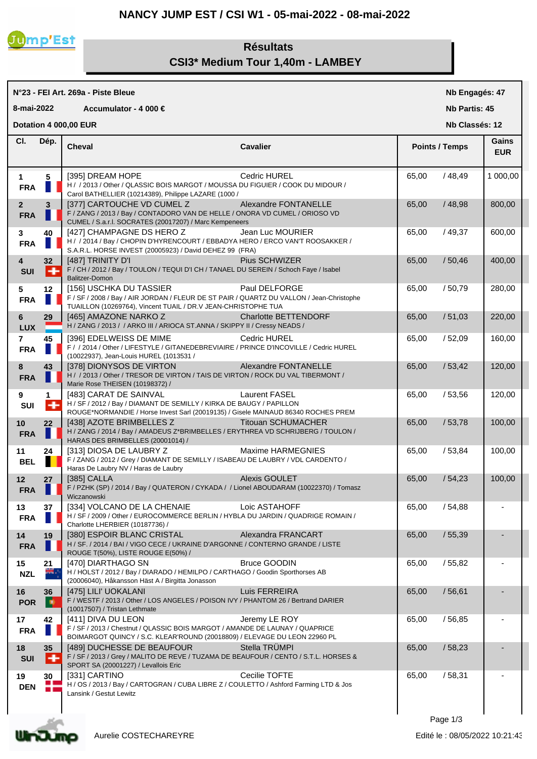# NANCY JUMP EST / CSI W1 - 05-mai-2022 - 08-mai-2022

## Résultats
## CSI3* Medium Tour 1,40m - LAMBEY

**N°23 - FEI Art. 269a - Piste Bleue**

**8-mai-2022** **Accumulator - 4 000 €**

**Dotation 4 000,00 EUR**

**Nb Engagés: 47**
**Nb Partis: 45**
**Nb Classés: 12**

| Cl. | Dép. | Cheval | Cavalier | Points / Temps | | Gains EUR |
|---|---|---|---|---|---|---|
| 1 FRA | 5 | [395] DREAM HOPE<br>H / / 2013 / Other / QLASSIC BOIS MARGOT / MOUSSA DU FIGUIER / COOK DU MIDOUR / Carol BATHELLIER (10214389), Philippe LAZARE (1000 / | Cedric HUREL | 65,00 | / 48,49 | 1 000,00 |
| 2 FRA | 3 | [377] CARTOUCHE VD CUMEL Z<br>F / ZANG / 2013 / Bay / CONTADORO VAN DE HELLE / ONORA VD CUMEL / ORIOSO VD CUMEL / S.a.r.l. SOCRATES (20017207) / Marc Kempeneers | Alexandre FONTANELLE | 65,00 | / 48,98 | 800,00 |
| 3 FRA | 40 | [427] CHAMPAGNE DS HERO Z<br>H / / 2014 / Bay / CHOPIN D'HYRENCOURT / EBBADYA HERO / ERCO VAN'T ROOSAKKER / S.A.R.L. HORSE INVEST (20005923) / David DEHEZ 99 (FRA) | Jean Luc MOURIER | 65,00 | / 49,37 | 600,00 |
| 4 SUI | 32 | [487] TRINITY D'I<br>F / CH / 2012 / Bay / TOULON / TEQUI D'I CH / TANAEL DU SEREIN / Schoch Faye / Isabel Balitzer-Domon | Pius SCHWIZER | 65,00 | / 50,46 | 400,00 |
| 5 FRA | 12 | [156] USCHKA DU TASSIER<br>F / SF / 2008 / Bay / AIR JORDAN / FLEUR DE ST PAIR / QUARTZ DU VALLON / Jean-Christophe TUAILLON (10269764), Vincent TUAIL / DR.V JEAN-CHRISTOPHE TUA | Paul DELFORGE | 65,00 | / 50,79 | 280,00 |
| 6 LUX | 29 | [465] AMAZONE NARKO Z<br>H / ZANG / 2013 / / ARKO III / ARIOCA ST.ANNA / SKIPPY II / Cressy NEADS / | Charlotte BETTENDORF | 65,00 | / 51,03 | 220,00 |
| 7 FRA | 45 | [396] EDELWEISS DE MIME<br>F / / 2014 / Other / LIFESTYLE / GITANEDEBREVIAIRE / PRINCE D'INCOVILLE / Cedric HUREL (10022937), Jean-Louis HUREL (1013531 / | Cedric HUREL | 65,00 | / 52,09 | 160,00 |
| 8 FRA | 43 | [378] DIONYSOS DE VIRTON<br>H / / 2013 / Other / TRESOR DE VIRTON / TAIS DE VIRTON / ROCK DU VAL TIBERMONT / Marie Rose THEISEN (10198372) / | Alexandre FONTANELLE | 65,00 | / 53,42 | 120,00 |
| 9 SUI | 1 | [483] CARAT DE SAINVAL<br>H / SF / 2012 / Bay / DIAMANT DE SEMILLY / KIRKA DE BAUGY / PAPILLON ROUGE*NORMANDIE / Horse Invest Sarl (20019135) / Gisele MAINAUD 86340 ROCHES PREM | Laurent FASEL | 65,00 | / 53,56 | 120,00 |
| 10 FRA | 22 | [438] AZOTE BRIMBELLES Z<br>H / ZANG / 2014 / Bay / AMADEUS Z*BRIMBELLES / ERYTHREA VD SCHRIJBERG / TOULON / HARAS DES BRIMBELLES (20001014) / | Titouan SCHUMACHER | 65,00 | / 53,78 | 100,00 |
| 11 BEL | 24 | [313] DIOSA DE LAUBRY Z<br>F / ZANG / 2012 / Grey / DIAMANT DE SEMILLY / ISABEAU DE LAUBRY / VDL CARDENTO / Haras De Laubry NV / Haras de Laubry | Maxime HARMEGNIES | 65,00 | / 53,84 | 100,00 |
| 12 FRA | 27 | [385] CALLA<br>F / PZHK (SP) / 2014 / Bay / QUATERON / CYKADA / / Lionel ABOUDARAM (10022370) / Tomasz Wiczanowski | Alexis GOULET | 65,00 | / 54,23 | 100,00 |
| 13 FRA | 37 | [334] VOLCANO DE LA CHENAIE<br>H / SF / 2009 / Other / EUROCOMMERCE BERLIN / HYBLA DU JARDIN / QUADRIGE ROMAIN / Charlotte LHERBIER (10187736) / | Loic ASTAHOFF | 65,00 | / 54,88 | - |
| 14 FRA | 19 | [380] ESPOIR BLANC CRISTAL<br>H / SF. / 2014 / BAI / VIGO CECE / UKRAINE D'ARGONNE / CONTERNO GRANDE / LISTE ROUGE T(50%), LISTE ROUGE E(50%) / | Alexandra FRANCART | 65,00 | / 55,39 | - |
| 15 NZL | 21 | [470] DIARTHAGO SN<br>H / HOLST / 2012 / Bay / DIARADO / HEMILPO / CARTHAGO / Goodin Sporthorses AB (20006040), Håkansson Häst A / Birgitta Jonasson | Bruce GOODIN | 65,00 | / 55,82 | - |
| 16 POR | 36 | [475] LILI' UOKALANI<br>F / WESTF / 2013 / Other / LOS ANGELES / POISON IVY / PHANTOM 26 / Bertrand DARIER (10017507) / Tristan Lethmate | Luis FERREIRA | 65,00 | / 56,61 | - |
| 17 FRA | 42 | [411] DIVA DU LEON<br>F / SF / 2013 / Chestnut / QLASSIC BOIS MARGOT / AMANDE DE LAUNAY / QUAPRICE BOIMARGOT QUINCY / S.C. KLEAR'ROUND (20018809) / ELEVAGE DU LEON 22960 PL | Jeremy LE ROY | 65,00 | / 56,85 | - |
| 18 SUI | 35 | [489] DUCHESSE DE BEAUFOUR<br>F / SF / 2013 / Grey / MALITO DE REVE / TUZAMA DE BEAUFOUR / CENTO / S.T.L. HORSES & SPORT SA (20001227) / Levallois Eric | Stella TRÜMPI | 65,00 | / 58,23 | - |
| 19 DEN | 30 | [331] CARTINO<br>H / OS / 2013 / Bay / CARTOGRAN / CUBA LIBRE Z / COULETTO / Ashford Farming LTD & Jos Lansink / Gestut Lewitz | Cecilie TOFTE | 65,00 | / 58,31 | - |

Aurelie COSTECHAREYRE

Edité le : 08/05/2022 10:21:43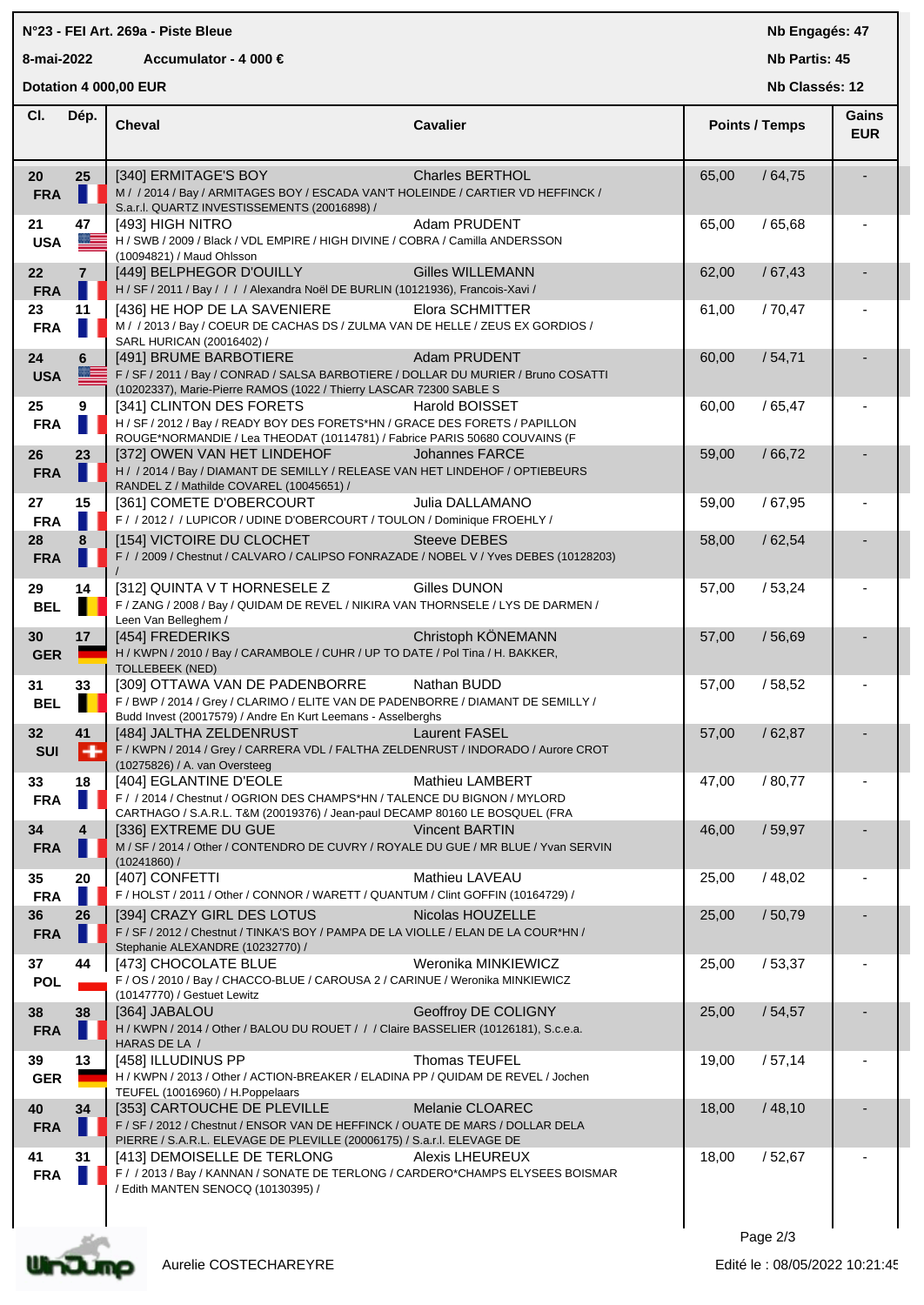**N°23 - FEI Art. 269a - Piste Bleue**

**8-mai-2022** **Accumulator - 4 000 €**

**Dotation 4 000,00 EUR**

**Nb Engagés: 47**
**Nb Partis: 45**
**Nb Classés: 12**

| Cl. | Dép. | Cheval | Cavalier | Points | Temps | Gains EUR |
|---|---|---|---|---|---|---|
| 20 FRA | 25 | [340] ERMITAGE'S BOY<br>M / / 2014 / Bay / ARMITAGES BOY / ESCADA VAN'T HOLEINDE / CARTIER VD HEFFINCK / S.a.r.l. QUARTZ INVESTISSEMENTS (20016898) / | Charles BERTHOL | 65,00 | / 64,75 | - |
| 21 USA | 47 | [493] HIGH NITRO<br>H / SWB / 2009 / Black / VDL EMPIRE / HIGH DIVINE / COBRA / Camilla ANDERSSON (10094821) / Maud Ohlsson | Adam PRUDENT | 65,00 | / 65,68 | - |
| 22 FRA | 7 | [449] BELPHEGOR D'OUILLY<br>H / SF / 2011 / Bay / / / / Alexandra Noël DE BURLIN (10121936), Francois-Xavi / | Gilles WILLEMANN | 62,00 | / 67,43 | - |
| 23 FRA | 11 | [436] HE HOP DE LA SAVENIERE<br>M / / 2013 / Bay / COEUR DE CACHAS DS / ZULMA VAN DE HELLE / ZEUS EX GORDIOS / SARL HURICAN (20016402) / | Elora SCHMITTER | 61,00 | / 70,47 | - |
| 24 USA | 6 | [491] BRUME BARBOTIERE<br>F / SF / 2011 / Bay / CONRAD / SALSA BARBOTIERE / DOLLAR DU MURIER / Bruno COSATTI (10202337), Marie-Pierre RAMOS (1022 / Thierry LASCAR 72300 SABLE S | Adam PRUDENT | 60,00 | / 54,71 | - |
| 25 FRA | 9 | [341] CLINTON DES FORETS<br>H / SF / 2012 / Bay / READY BOY DES FORETS*HN / GRACE DES FORETS / PAPILLON ROUGE*NORMANDIE / Lea THEODAT (10114781) / Fabrice PARIS 50680 COUVAINS (F | Harold BOISSET | 60,00 | / 65,47 | - |
| 26 FRA | 23 | [372] OWEN VAN HET LINDEHOF<br>H / / 2014 / Bay / DIAMANT DE SEMILLY / RELEASE VAN HET LINDEHOF / OPTIEBEURS RANDEL Z / Mathilde COVAREL (10045651) / | Johannes FARCE | 59,00 | / 66,72 | - |
| 27 FRA | 15 | [361] COMETE D'OBERCOURT<br>F / / 2012 / / LUPICOR / UDINE D'OBERCOURT / TOULON / Dominique FROEHLY / | Julia DALLAMANO | 59,00 | / 67,95 | - |
| 28 FRA | 8 | [154] VICTOIRE DU CLOCHET<br>F / / 2009 / Chestnut / CALVARO / CALIPSO FONRAZADE / NOBEL V / Yves DEBES (10128203) / | Steeve DEBES | 58,00 | / 62,54 | - |
| 29 BEL | 14 | [312] QUINTA V T HORNESELE Z<br>F / ZANG / 2008 / Bay / QUIDAM DE REVEL / NIKIRA VAN THORNSELE / LYS DE DARMEN / Leen Van Belleghem / | Gilles DUNON | 57,00 | / 53,24 | - |
| 30 GER | 17 | [454] FREDERIKS<br>H / KWPN / 2010 / Bay / CARAMBOLE / CUHR / UP TO DATE / Pol Tina / H. BAKKER, TOLLEBEEK (NED) | Christoph KÖNEMANN | 57,00 | / 56,69 | - |
| 31 BEL | 33 | [309] OTTAWA VAN DE PADENBORRE<br>F / BWP / 2014 / Grey / CLARIMO / ELITE VAN DE PADENBORRE / DIAMANT DE SEMILLY / Budd Invest (20017579) / Andre En Kurt Leemans - Asselberghs | Nathan BUDD | 57,00 | / 58,52 | - |
| 32 SUI | 41 | [484] JALTHA ZELDENRUST<br>F / KWPN / 2014 / Grey / CARRERA VDL / FALTHA ZELDENRUST / INDORADO / Aurore CROT (10275826) / A. van Oversteeg | Laurent FASEL | 57,00 | / 62,87 | - |
| 33 FRA | 18 | [404] EGLANTINE D'EOLE<br>F / / 2014 / Chestnut / OGRION DES CHAMPS*HN / TALENCE DU BIGNON / MYLORD CARTHAGO / S.A.R.L. T&M (20019376) / Jean-paul DECAMP 80160 LE BOSQUEL (FRA | Mathieu LAMBERT | 47,00 | / 80,77 | - |
| 34 FRA | 4 | [336] EXTREME DU GUE<br>M / SF / 2014 / Other / CONTENDRO DE CUVRY / ROYALE DU GUE / MR BLUE / Yvan SERVIN (10241860) / | Vincent BARTIN | 46,00 | / 59,97 | - |
| 35 FRA | 20 | [407] CONFETTI<br>F / HOLST / 2011 / Other / CONNOR / WARETT / QUANTUM / Clint GOFFIN (10164729) / | Mathieu LAVEAU | 25,00 | / 48,02 | - |
| 36 FRA | 26 | [394] CRAZY GIRL DES LOTUS<br>F / SF / 2012 / Chestnut / TINKA'S BOY / PAMPA DE LA VIOLLE / ELAN DE LA COUR*HN / Stephanie ALEXANDRE (10232770) / | Nicolas HOUZELLE | 25,00 | / 50,79 | - |
| 37 POL | 44 | [473] CHOCOLATE BLUE<br>F / OS / 2010 / Bay / CHACCO-BLUE / CAROUSA 2 / CARINUE / Weronika MINKIEWICZ (10147770) / Gestuet Lewitz | Weronika MINKIEWICZ | 25,00 | / 53,37 | - |
| 38 FRA | 38 | [364] JABALOU<br>H / KWPN / 2014 / Other / BALOU DU ROUET / / / Claire BASSELIER (10126181), S.c.e.a. HARAS DE LA / | Geoffroy DE COLIGNY | 25,00 | / 54,57 | - |
| 39 GER | 13 | [458] ILLUDINUS PP<br>H / KWPN / 2013 / Other / ACTION-BREAKER / ELADINA PP / QUIDAM DE REVEL / Jochen TEUFEL (10016960) / H.Poppelaars | Thomas TEUFEL | 19,00 | / 57,14 | - |
| 40 FRA | 34 | [353] CARTOUCHE DE PLEVILLE<br>F / SF / 2012 / Chestnut / ENSOR VAN DE HEFFINCK / OUATE DE MARS / DOLLAR DELA PIERRE / S.A.R.L. ELEVAGE DE PLEVILLE (20006175) / S.a.r.l. ELEVAGE DE | Melanie CLOAREC | 18,00 | / 48,10 | - |
| 41 FRA | 31 | [413] DEMOISELLE DE TERLONG<br>F / / 2013 / Bay / KANNAN / SONATE DE TERLONG / CARDERO*CHAMPS ELYSEES BOISMAR / Edith MANTEN SENOCQ (10130395) / | Alexis LHEUREUX | 18,00 | / 52,67 | - |

Aurelie COSTECHAREYRE

Edité le : 08/05/2022 10:21:45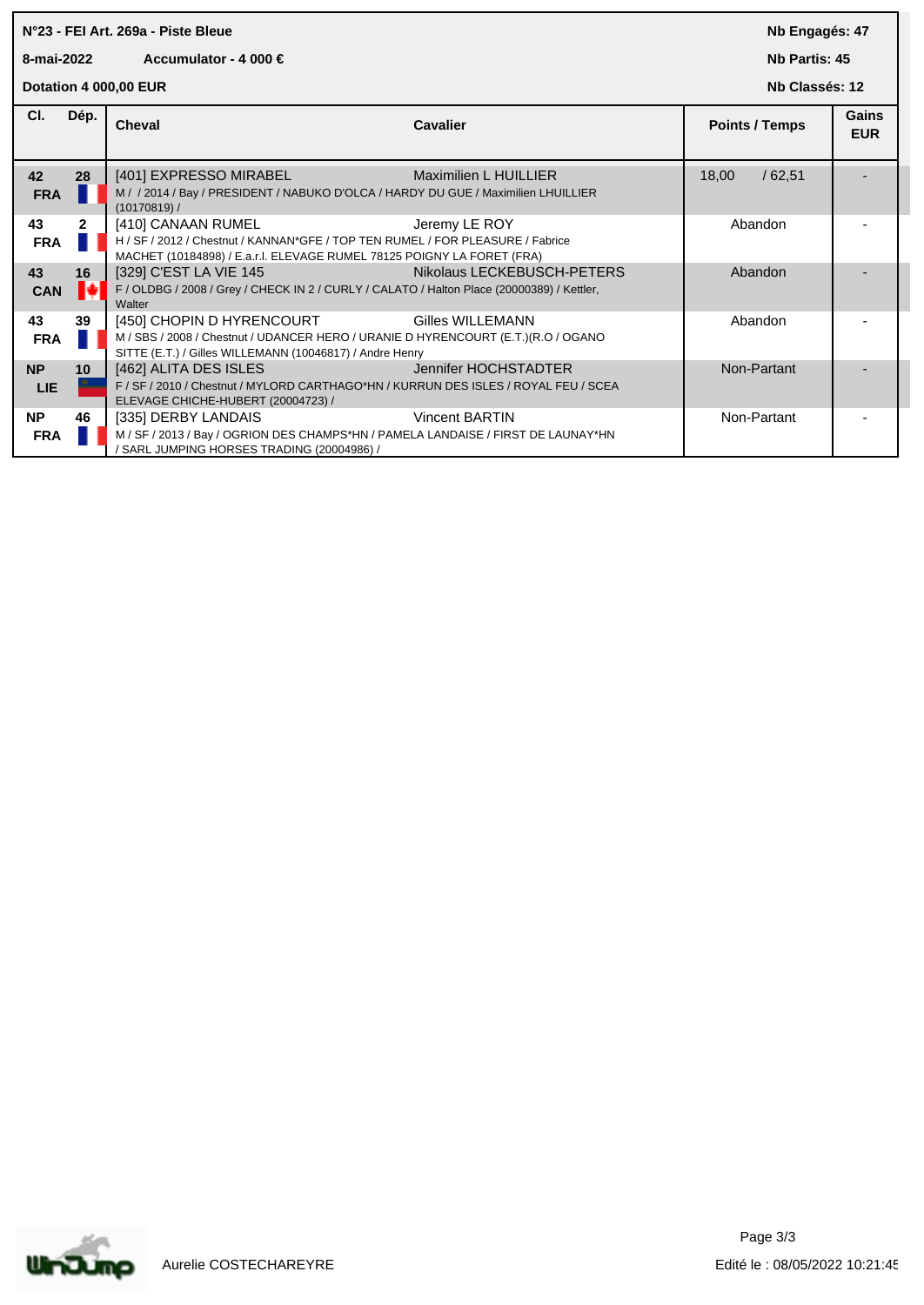**N°23 - FEI Art. 269a - Piste Bleue**

**8-mai-2022** **Accumulator - 4 000 €**

**Dotation 4 000,00 EUR**

**Nb Engagés: 47**

**Nb Partis: 45**

**Nb Classés: 12**

| Cl. | Dép. | Cheval | Cavalier | Points / Temps | Gains EUR |
|---|---|---|---|---|---|
| 42 FRA | 28 | [401] EXPRESSO MIRABEL<br>M / / 2014 / Bay / PRESIDENT / NABUKO D'OLCA / HARDY DU GUE / Maximilien LHUILLIER (10170819) / | Maximilien L HUILLIER | 18,00 / 62,51 | - |
| 43 FRA | 2 | [410] CANAAN RUMEL<br>H / SF / 2012 / Chestnut / KANNAN*GFE / TOP TEN RUMEL / FOR PLEASURE / Fabrice MACHET (10184898) / E.a.r.l. ELEVAGE RUMEL 78125 POIGNY LA FORET (FRA) | Jeremy LE ROY | Abandon | - |
| 43 CAN | 16 | [329] C'EST LA VIE 145<br>F / OLDBG / 2008 / Grey / CHECK IN 2 / CURLY / CALATO / Halton Place (20000389) / Kettler, Walter | Nikolaus LECKEBUSCH-PETERS | Abandon | - |
| 43 FRA | 39 | [450] CHOPIN D HYRENCOURT<br>M / SBS / 2008 / Chestnut / UDANCER HERO / URANIE D HYRENCOURT (E.T.)(R.O / OGANO SITTE (E.T.) / Gilles WILLEMANN (10046817) / Andre Henry | Gilles WILLEMANN | Abandon | - |
| NP LIE | 10 | [462] ALITA DES ISLES<br>F / SF / 2010 / Chestnut / MYLORD CARTHAGO*HN / KURRUN DES ISLES / ROYAL FEU / SCEA ELEVAGE CHICHE-HUBERT (20004723) / | Jennifer HOCHSTADTER | Non-Partant | - |
| NP FRA | 46 | [335] DERBY LANDAIS<br>M / SF / 2013 / Bay / OGRION DES CHAMPS*HN / PAMELA LANDAISE / FIRST DE LAUNAY*HN / SARL JUMPING HORSES TRADING (20004986) / | Vincent BARTIN | Non-Partant | - |

Aurelie COSTECHAREYRE

Edité le : 08/05/2022 10:21:45